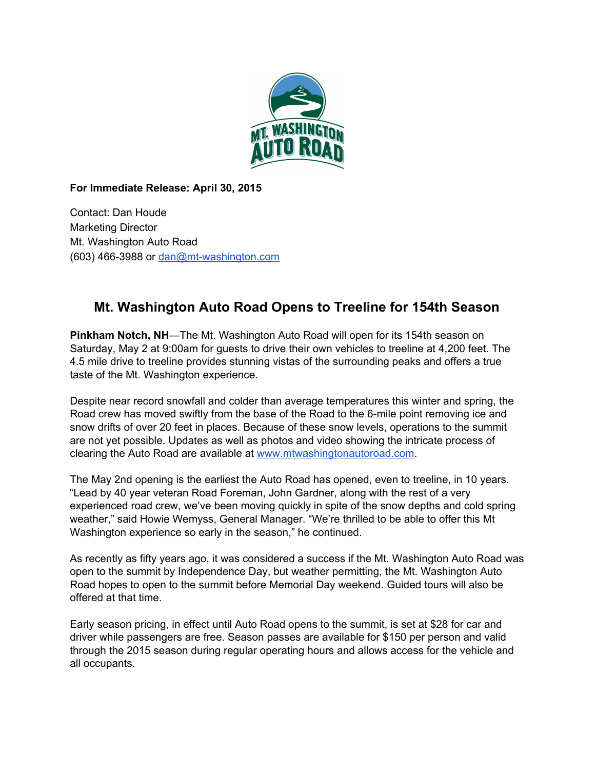**For Immediate Release: April 30, 2015**

Contact: Dan Houde
Marketing Director
Mt. Washington Auto Road
(603) 466-3988 or dan@mt-washington.com

## Mt. Washington Auto Road Opens to Treeline for 154th Season

**Pinkham Notch, NH**—The Mt. Washington Auto Road will open for its 154th season on Saturday, May 2 at 9:00am for guests to drive their own vehicles to treeline at 4,200 feet. The 4.5 mile drive to treeline provides stunning vistas of the surrounding peaks and offers a true taste of the Mt. Washington experience.

Despite near record snowfall and colder than average temperatures this winter and spring, the Road crew has moved swiftly from the base of the Road to the 6-mile point removing ice and snow drifts of over 20 feet in places. Because of these snow levels, operations to the summit are not yet possible. Updates as well as photos and video showing the intricate process of clearing the Auto Road are available at www.mtwashingtonautoroad.com.

The May 2nd opening is the earliest the Auto Road has opened, even to treeline, in 10 years. "Lead by 40 year veteran Road Foreman, John Gardner, along with the rest of a very experienced road crew, we've been moving quickly in spite of the snow depths and cold spring weather," said Howie Wemyss, General Manager. "We're thrilled to be able to offer this Mt Washington experience so early in the season," he continued.

As recently as fifty years ago, it was considered a success if the Mt. Washington Auto Road was open to the summit by Independence Day, but weather permitting, the Mt. Washington Auto Road hopes to open to the summit before Memorial Day weekend. Guided tours will also be offered at that time.

Early season pricing, in effect until Auto Road opens to the summit, is set at $28 for car and driver while passengers are free. Season passes are available for $150 per person and valid through the 2015 season during regular operating hours and allows access for the vehicle and all occupants.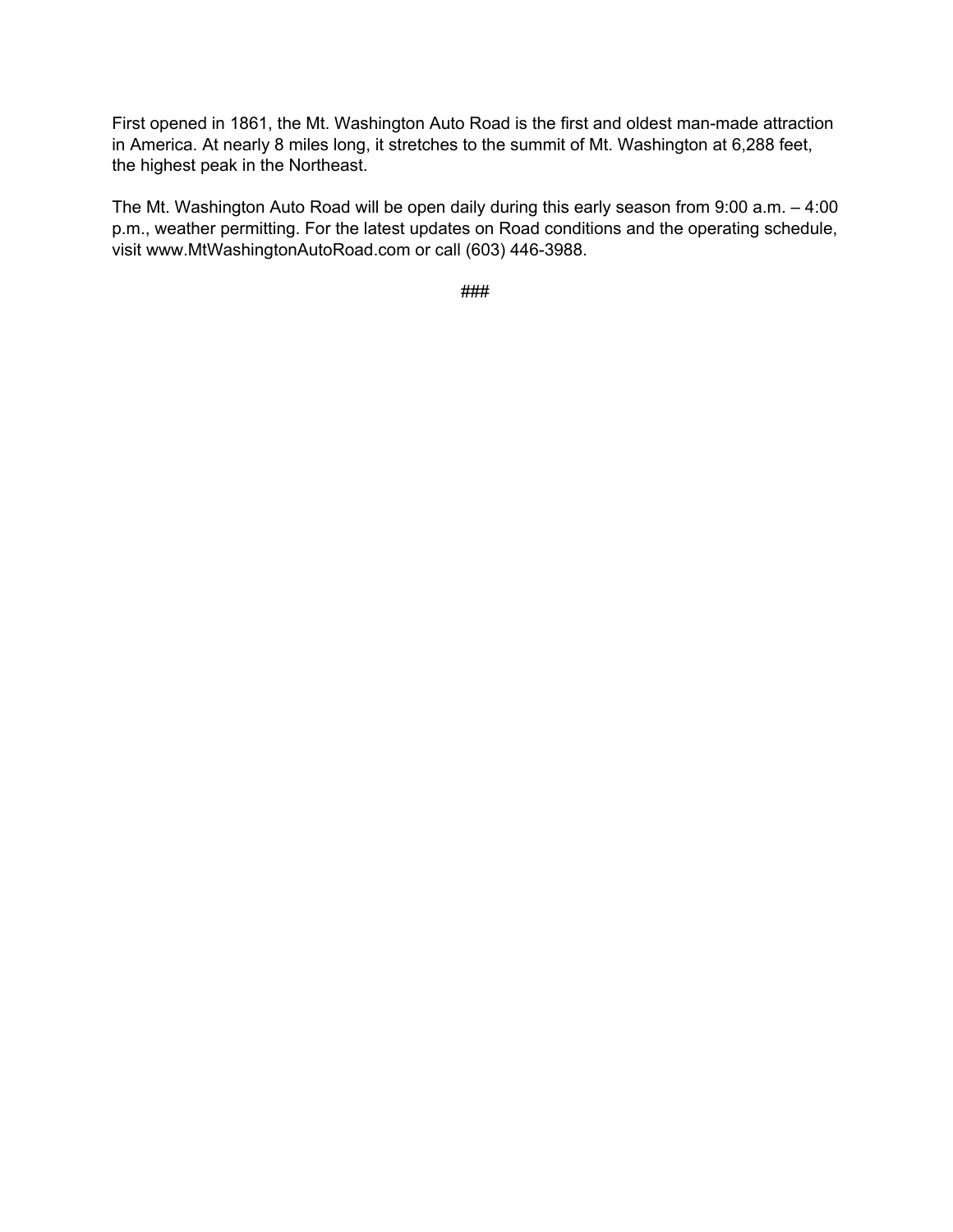First opened in 1861, the Mt. Washington Auto Road is the first and oldest man-made attraction in America. At nearly 8 miles long, it stretches to the summit of Mt. Washington at 6,288 feet, the highest peak in the Northeast.

The Mt. Washington Auto Road will be open daily during this early season from 9:00 a.m. – 4:00 p.m., weather permitting. For the latest updates on Road conditions and the operating schedule, visit www.MtWashingtonAutoRoad.com or call (603) 446-3988.

###